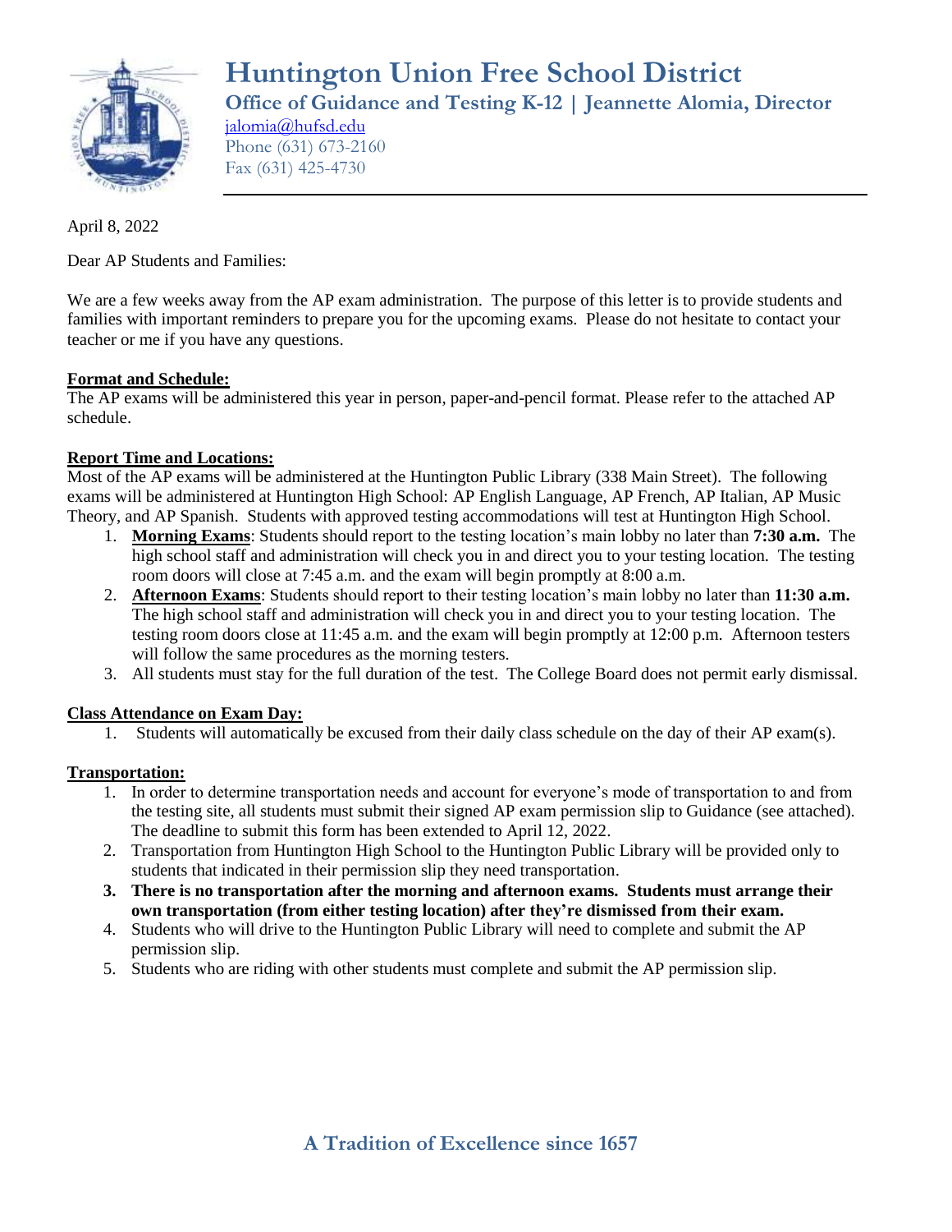# Huntington Union Free School District

**Office of Guidance and Testing K-12 | Jeannette Alomia, Director**

jalomia@hufsd.edu
Phone (631) 673-2160
Fax (631) 425-4730

---

April 8, 2022

Dear AP Students and Families:

We are a few weeks away from the AP exam administration. The purpose of this letter is to provide students and families with important reminders to prepare you for the upcoming exams. Please do not hesitate to contact your teacher or me if you have any questions.

**Format and Schedule:**
The AP exams will be administered this year in person, paper-and-pencil format. Please refer to the attached AP schedule.

**Report Time and Locations:**
Most of the AP exams will be administered at the Huntington Public Library (338 Main Street). The following exams will be administered at Huntington High School: AP English Language, AP French, AP Italian, AP Music Theory, and AP Spanish. Students with approved testing accommodations will test at Huntington High School.

1. **Morning Exams**: Students should report to the testing location's main lobby no later than **7:30 a.m.** The high school staff and administration will check you in and direct you to your testing location. The testing room doors will close at 7:45 a.m. and the exam will begin promptly at 8:00 a.m.
2. **Afternoon Exams**: Students should report to their testing location's main lobby no later than **11:30 a.m.** The high school staff and administration will check you in and direct you to your testing location. The testing room doors close at 11:45 a.m. and the exam will begin promptly at 12:00 p.m. Afternoon testers will follow the same procedures as the morning testers.
3. All students must stay for the full duration of the test. The College Board does not permit early dismissal.

**Class Attendance on Exam Day:**

1. Students will automatically be excused from their daily class schedule on the day of their AP exam(s).

**Transportation:**

1. In order to determine transportation needs and account for everyone's mode of transportation to and from the testing site, all students must submit their signed AP exam permission slip to Guidance (see attached). The deadline to submit this form has been extended to April 12, 2022.
2. Transportation from Huntington High School to the Huntington Public Library will be provided only to students that indicated in their permission slip they need transportation.
3. **There is no transportation after the morning and afternoon exams. Students must arrange their own transportation (from either testing location) after they're dismissed from their exam.**
4. Students who will drive to the Huntington Public Library will need to complete and submit the AP permission slip.
5. Students who are riding with other students must complete and submit the AP permission slip.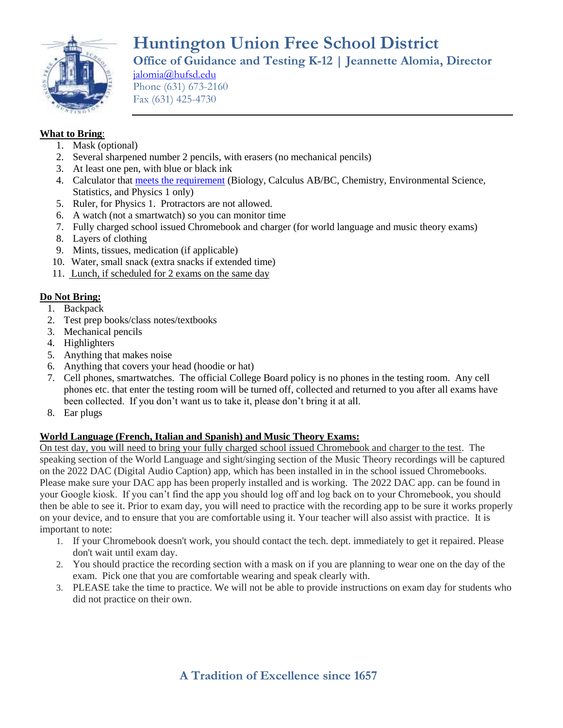# Huntington Union Free School District

## Office of Guidance and Testing K-12 | Jeannette Alomia, Director

jalomia@hufsd.edu
Phone (631) 673-2160
Fax (631) 425-4730

**What to Bring**:

1. Mask (optional)
2. Several sharpened number 2 pencils, with erasers (no mechanical pencils)
3. At least one pen, with blue or black ink
4. Calculator that meets the requirement (Biology, Calculus AB/BC, Chemistry, Environmental Science, Statistics, and Physics 1 only)
5. Ruler, for Physics 1. Protractors are not allowed.
6. A watch (not a smartwatch) so you can monitor time
7. Fully charged school issued Chromebook and charger (for world language and music theory exams)
8. Layers of clothing
9. Mints, tissues, medication (if applicable)
10. Water, small snack (extra snacks if extended time)
11. Lunch, if scheduled for 2 exams on the same day

**Do Not Bring:**

1. Backpack
2. Test prep books/class notes/textbooks
3. Mechanical pencils
4. Highlighters
5. Anything that makes noise
6. Anything that covers your head (hoodie or hat)
7. Cell phones, smartwatches. The official College Board policy is no phones in the testing room. Any cell phones etc. that enter the testing room will be turned off, collected and returned to you after all exams have been collected. If you don't want us to take it, please don't bring it at all.
8. Ear plugs

**World Language (French, Italian and Spanish) and Music Theory Exams:**

On test day, you will need to bring your fully charged school issued Chromebook and charger to the test. The speaking section of the World Language and sight/singing section of the Music Theory recordings will be captured on the 2022 DAC (Digital Audio Caption) app, which has been installed in in the school issued Chromebooks. Please make sure your DAC app has been properly installed and is working. The 2022 DAC app. can be found in your Google kiosk. If you can't find the app you should log off and log back on to your Chromebook, you should then be able to see it. Prior to exam day, you will need to practice with the recording app to be sure it works properly on your device, and to ensure that you are comfortable using it. Your teacher will also assist with practice. It is important to note:

1. If your Chromebook doesn't work, you should contact the tech. dept. immediately to get it repaired. Please don't wait until exam day.
2. You should practice the recording section with a mask on if you are planning to wear one on the day of the exam. Pick one that you are comfortable wearing and speak clearly with.
3. PLEASE take the time to practice. We will not be able to provide instructions on exam day for students who did not practice on their own.

A Tradition of Excellence since 1657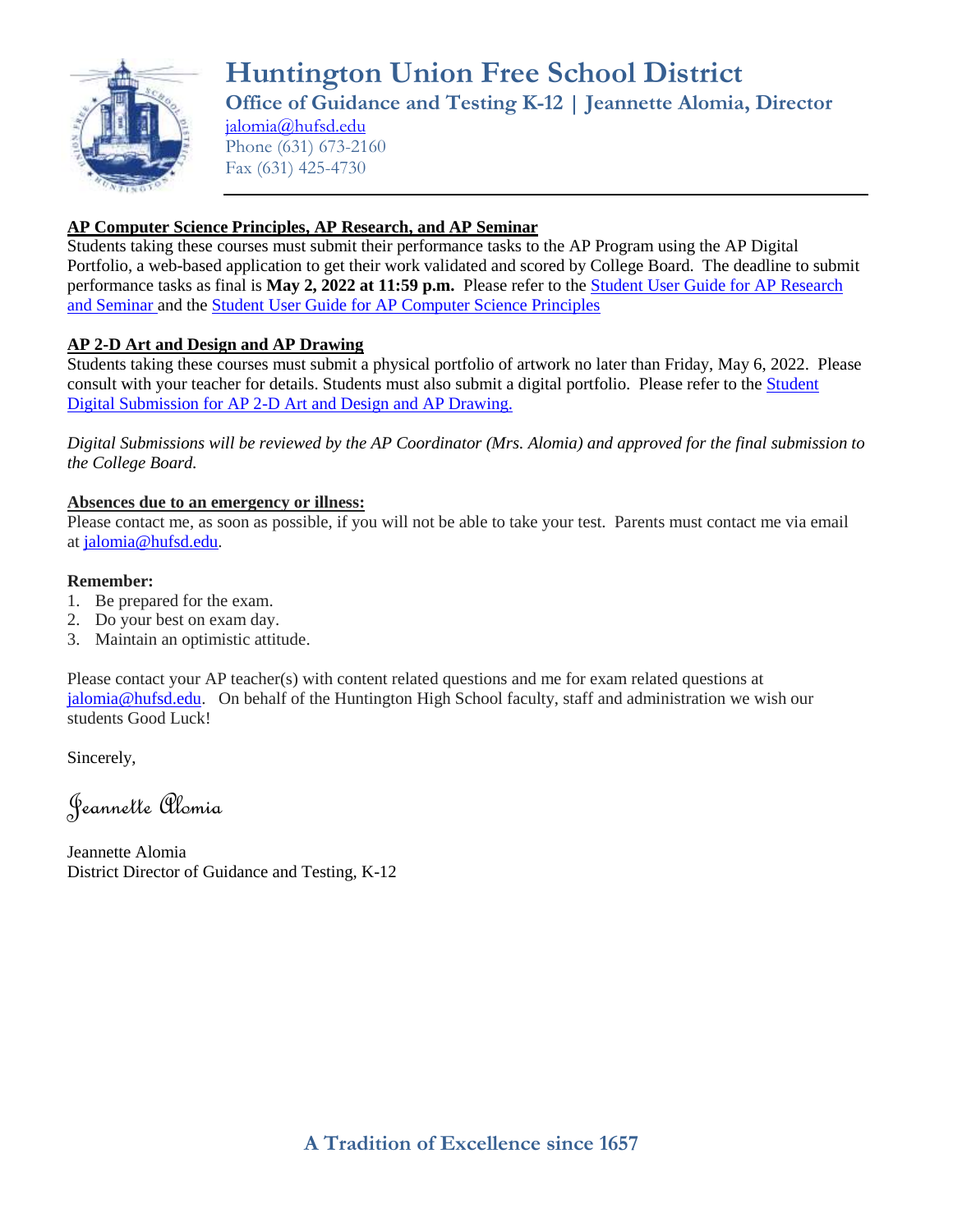# Huntington Union Free School District

## Office of Guidance and Testing K-12 | Jeannette Alomia, Director

jalomia@hufsd.edu
Phone (631) 673-2160
Fax (631) 425-4730

---

**AP Computer Science Principles, AP Research, and AP Seminar**

Students taking these courses must submit their performance tasks to the AP Program using the AP Digital Portfolio, a web-based application to get their work validated and scored by College Board. The deadline to submit performance tasks as final is **May 2, 2022 at 11:59 p.m.** Please refer to the Student User Guide for AP Research and Seminar and the Student User Guide for AP Computer Science Principles

**AP 2-D Art and Design and AP Drawing**

Students taking these courses must submit a physical portfolio of artwork no later than Friday, May 6, 2022. Please consult with your teacher for details. Students must also submit a digital portfolio. Please refer to the Student Digital Submission for AP 2-D Art and Design and AP Drawing.

*Digital Submissions will be reviewed by the AP Coordinator (Mrs. Alomia) and approved for the final submission to the College Board.*

**Absences due to an emergency or illness:**

Please contact me, as soon as possible, if you will not be able to take your test. Parents must contact me via email at jalomia@hufsd.edu.

**Remember:**

1. Be prepared for the exam.
2. Do your best on exam day.
3. Maintain an optimistic attitude.

Please contact your AP teacher(s) with content related questions and me for exam related questions at jalomia@hufsd.edu. On behalf of the Huntington High School faculty, staff and administration we wish our students Good Luck!

Sincerely,

*Jeannette Alomia*

Jeannette Alomia
District Director of Guidance and Testing, K-12

A Tradition of Excellence since 1657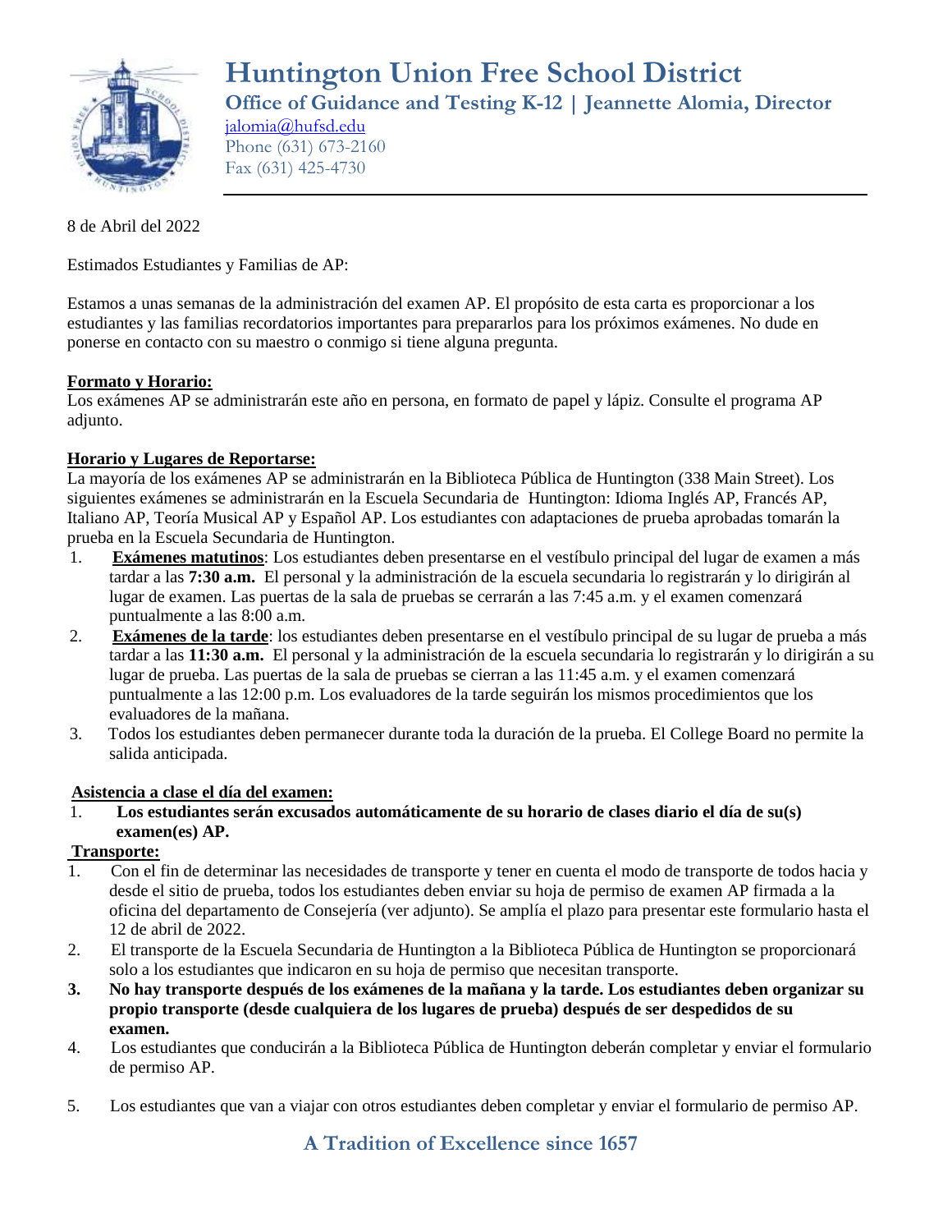# Huntington Union Free School District

**Office of Guidance and Testing K-12 | Jeannette Alomia, Director**

jalomia@hufsd.edu
Phone (631) 673-2160
Fax (631) 425-4730

---

8 de Abril del 2022

Estimados Estudiantes y Familias de AP:

Estamos a unas semanas de la administración del examen AP. El propósito de esta carta es proporcionar a los estudiantes y las familias recordatorios importantes para prepararlos para los próximos exámenes. No dude en ponerse en contacto con su maestro o conmigo si tiene alguna pregunta.

**Formato y Horario:**

Los exámenes AP se administrarán este año en persona, en formato de papel y lápiz. Consulte el programa AP adjunto.

**Horario y Lugares de Reportarse:**

La mayoría de los exámenes AP se administrarán en la Biblioteca Pública de Huntington (338 Main Street). Los siguientes exámenes se administrarán en la Escuela Secundaria de Huntington: Idioma Inglés AP, Francés AP, Italiano AP, Teoría Musical AP y Español AP. Los estudiantes con adaptaciones de prueba aprobadas tomarán la prueba en la Escuela Secundaria de Huntington.

1. **Exámenes matutinos**: Los estudiantes deben presentarse en el vestíbulo principal del lugar de examen a más tardar a las **7:30 a.m.** El personal y la administración de la escuela secundaria lo registrarán y lo dirigirán al lugar de examen. Las puertas de la sala de pruebas se cerrarán a las 7:45 a.m. y el examen comenzará puntualmente a las 8:00 a.m.
2. **Exámenes de la tarde**: los estudiantes deben presentarse en el vestíbulo principal de su lugar de prueba a más tardar a las **11:30 a.m.** El personal y la administración de la escuela secundaria lo registrarán y lo dirigirán a su lugar de prueba. Las puertas de la sala de pruebas se cierran a las 11:45 a.m. y el examen comenzará puntualmente a las 12:00 p.m. Los evaluadores de la tarde seguirán los mismos procedimientos que los evaluadores de la mañana.
3. Todos los estudiantes deben permanecer durante toda la duración de la prueba. El College Board no permite la salida anticipada.

**Asistencia a clase el día del examen:**

1. **Los estudiantes serán excusados automáticamente de su horario de clases diario el día de su(s) examen(es) AP.**

**Transporte:**

1. Con el fin de determinar las necesidades de transporte y tener en cuenta el modo de transporte de todos hacia y desde el sitio de prueba, todos los estudiantes deben enviar su hoja de permiso de examen AP firmada a la oficina del departamento de Consejería (ver adjunto). Se amplía el plazo para presentar este formulario hasta el 12 de abril de 2022.
2. El transporte de la Escuela Secundaria de Huntington a la Biblioteca Pública de Huntington se proporcionará solo a los estudiantes que indicaron en su hoja de permiso que necesitan transporte.
3. **No hay transporte después de los exámenes de la mañana y la tarde. Los estudiantes deben organizar su propio transporte (desde cualquiera de los lugares de prueba) después de ser despedidos de su examen.**
4. Los estudiantes que conducirán a la Biblioteca Pública de Huntington deberán completar y enviar el formulario de permiso AP.
5. Los estudiantes que van a viajar con otros estudiantes deben completar y enviar el formulario de permiso AP.

**A Tradition of Excellence since 1657**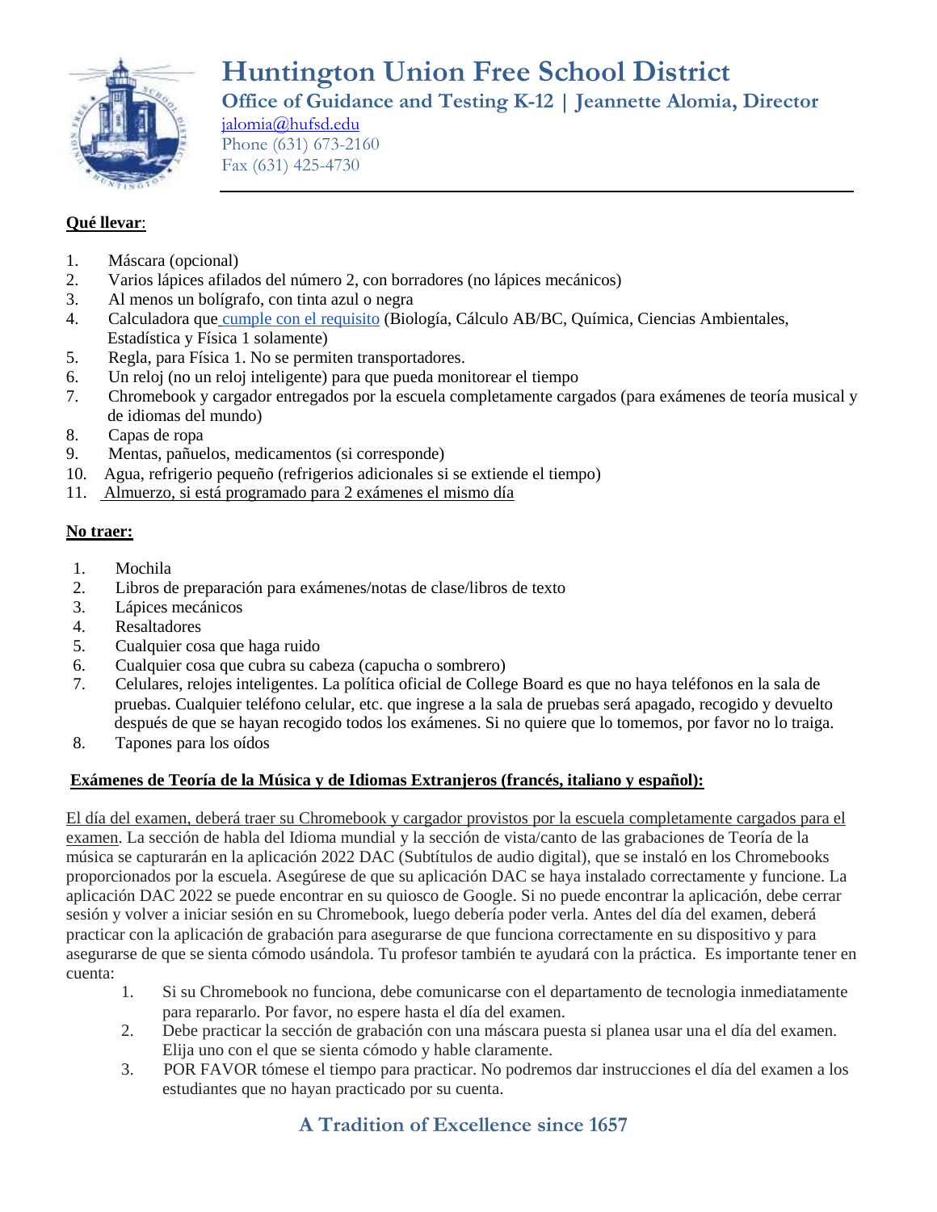# Huntington Union Free School District

## Office of Guidance and Testing K-12 | Jeannette Alomia, Director

jalomia@hufsd.edu
Phone (631) 673-2160
Fax (631) 425-4730

**Qué llevar**:

1. Máscara (opcional)
2. Varios lápices afilados del número 2, con borradores (no lápices mecánicos)
3. Al menos un bolígrafo, con tinta azul o negra
4. Calculadora que cumple con el requisito (Biología, Cálculo AB/BC, Química, Ciencias Ambientales, Estadística y Física 1 solamente)
5. Regla, para Física 1. No se permiten transportadores.
6. Un reloj (no un reloj inteligente) para que pueda monitorear el tiempo
7. Chromebook y cargador entregados por la escuela completamente cargados (para exámenes de teoría musical y de idiomas del mundo)
8. Capas de ropa
9. Mentas, pañuelos, medicamentos (si corresponde)
10. Agua, refrigerio pequeño (refrigerios adicionales si se extiende el tiempo)
11. Almuerzo, si está programado para 2 exámenes el mismo día

**No traer:**

1. Mochila
2. Libros de preparación para exámenes/notas de clase/libros de texto
3. Lápices mecánicos
4. Resaltadores
5. Cualquier cosa que haga ruido
6. Cualquier cosa que cubra su cabeza (capucha o sombrero)
7. Celulares, relojes inteligentes. La política oficial de College Board es que no haya teléfonos en la sala de pruebas. Cualquier teléfono celular, etc. que ingrese a la sala de pruebas será apagado, recogido y devuelto después de que se hayan recogido todos los exámenes. Si no quiere que lo tomemos, por favor no lo traiga.
8. Tapones para los oídos

**Exámenes de Teoría de la Música y de Idiomas Extranjeros (francés, italiano y español):**

El día del examen, deberá traer su Chromebook y cargador provistos por la escuela completamente cargados para el examen. La sección de habla del Idioma mundial y la sección de vista/canto de las grabaciones de Teoría de la música se capturarán en la aplicación 2022 DAC (Subtítulos de audio digital), que se instaló en los Chromebooks proporcionados por la escuela. Asegúrese de que su aplicación DAC se haya instalado correctamente y funcione. La aplicación DAC 2022 se puede encontrar en su quiosco de Google. Si no puede encontrar la aplicación, debe cerrar sesión y volver a iniciar sesión en su Chromebook, luego debería poder verla. Antes del día del examen, deberá practicar con la aplicación de grabación para asegurarse de que funciona correctamente en su dispositivo y para asegurarse de que se sienta cómodo usándola. Tu profesor también te ayudará con la práctica. Es importante tener en cuenta:

1. Si su Chromebook no funciona, debe comunicarse con el departamento de tecnologia inmediatamente para repararlo. Por favor, no espere hasta el día del examen.
2. Debe practicar la sección de grabación con una máscara puesta si planea usar una el día del examen. Elija uno con el que se sienta cómodo y hable claramente.
3. POR FAVOR tómese el tiempo para practicar. No podremos dar instrucciones el día del examen a los estudiantes que no hayan practicado por su cuenta.

**A Tradition of Excellence since 1657**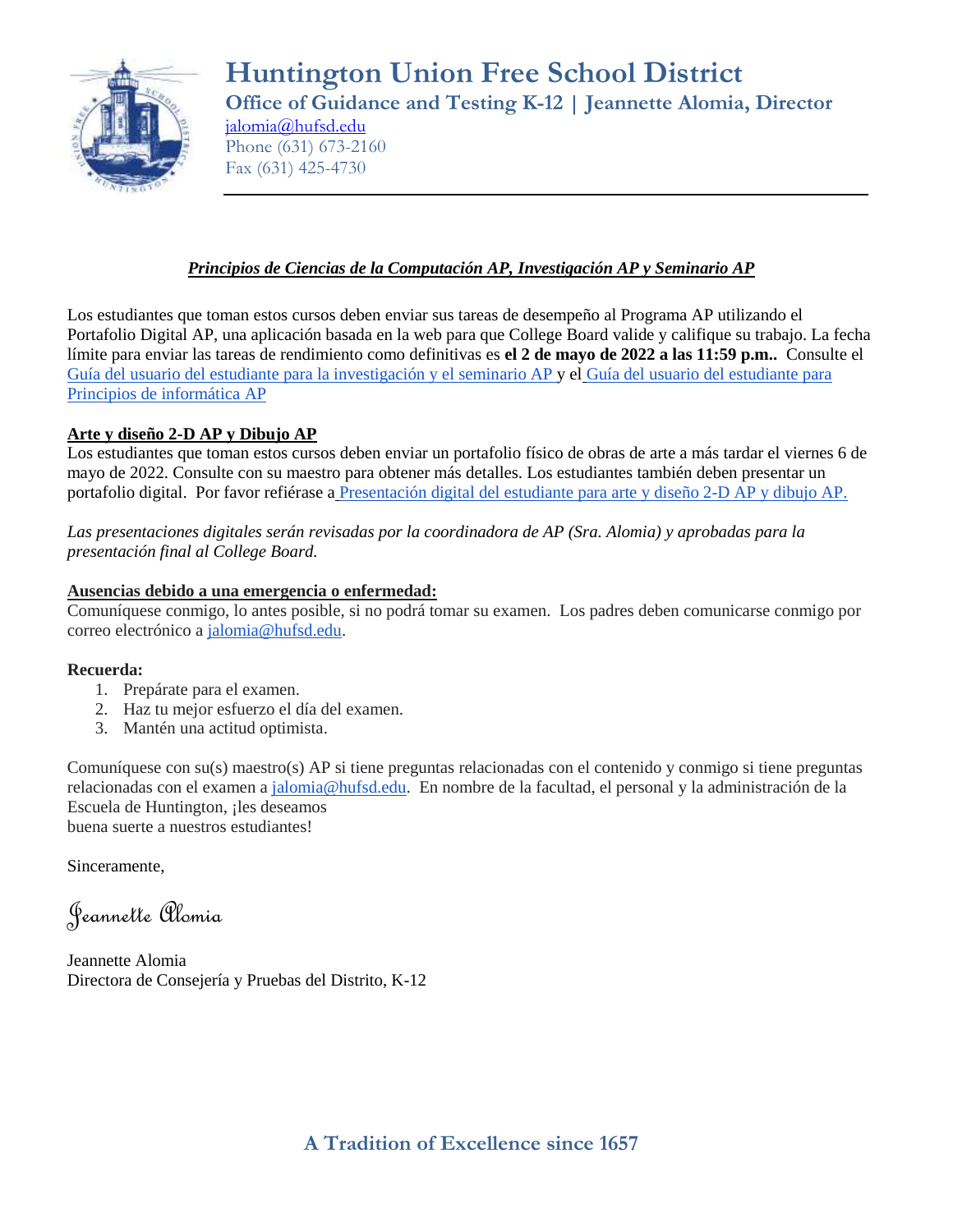# Huntington Union Free School District

**Office of Guidance and Testing K-12 | Jeannette Alomia, Director**

jalomia@hufsd.edu
Phone (631) 673-2160
Fax (631) 425-4730

---

***Principios de Ciencias de la Computación AP, Investigación AP y Seminario AP***

Los estudiantes que toman estos cursos deben enviar sus tareas de desempeño al Programa AP utilizando el Portafolio Digital AP, una aplicación basada en la web para que College Board valide y califique su trabajo. La fecha límite para enviar las tareas de rendimiento como definitivas es **el 2 de mayo de 2022 a las 11:59 p.m..** Consulte el Guía del usuario del estudiante para la investigación y el seminario AP y el Guía del usuario del estudiante para Principios de informática AP

**Arte y diseño 2-D AP y Dibujo AP**

Los estudiantes que toman estos cursos deben enviar un portafolio físico de obras de arte a más tardar el viernes 6 de mayo de 2022. Consulte con su maestro para obtener más detalles. Los estudiantes también deben presentar un portafolio digital. Por favor refiérase a Presentación digital del estudiante para arte y diseño 2-D AP y dibujo AP.

*Las presentaciones digitales serán revisadas por la coordinadora de AP (Sra. Alomia) y aprobadas para la presentación final al College Board.*

**Ausencias debido a una emergencia o enfermedad:**

Comuníquese conmigo, lo antes posible, si no podrá tomar su examen. Los padres deben comunicarse conmigo por correo electrónico a jalomia@hufsd.edu.

**Recuerda:**

1. Prepárate para el examen.
2. Haz tu mejor esfuerzo el día del examen.
3. Mantén una actitud optimista.

Comuníquese con su(s) maestro(s) AP si tiene preguntas relacionadas con el contenido y conmigo si tiene preguntas relacionadas con el examen a jalomia@hufsd.edu. En nombre de la facultad, el personal y la administración de la Escuela de Huntington, ¡les deseamos buena suerte a nuestros estudiantes!

Sinceramente,

*Jeannette Alomia*

Jeannette Alomia
Directora de Consejería y Pruebas del Distrito, K-12

**A Tradition of Excellence since 1657**